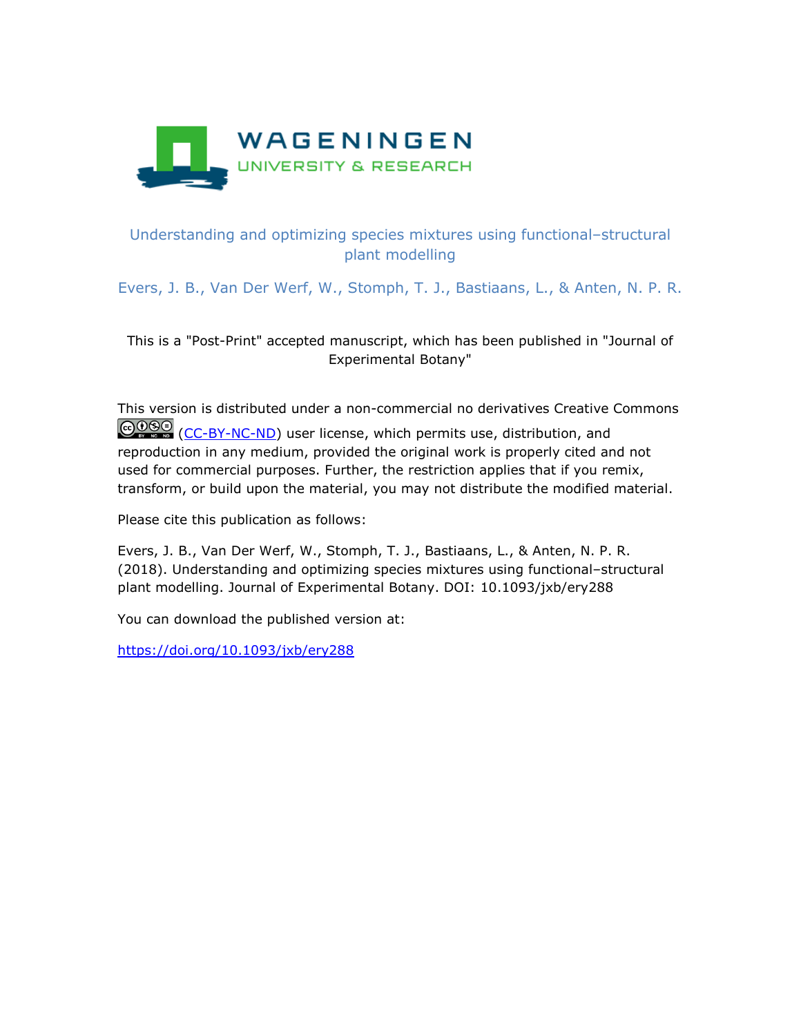WAGENINGEN
UNIVERSITY & RESEARCH

Understanding and optimizing species mixtures using functional–structural plant modelling

Evers, J. B., Van Der Werf, W., Stomph, T. J., Bastiaans, L., & Anten, N. P. R.

This is a "Post-Print" accepted manuscript, which has been published in "Journal of Experimental Botany"

This version is distributed under a non-commercial no derivatives Creative Commons (CC-BY-NC-ND) user license, which permits use, distribution, and reproduction in any medium, provided the original work is properly cited and not used for commercial purposes. Further, the restriction applies that if you remix, transform, or build upon the material, you may not distribute the modified material.

Please cite this publication as follows:

Evers, J. B., Van Der Werf, W., Stomph, T. J., Bastiaans, L., & Anten, N. P. R. (2018). Understanding and optimizing species mixtures using functional–structural plant modelling. Journal of Experimental Botany. DOI: 10.1093/jxb/ery288

You can download the published version at:

https://doi.org/10.1093/jxb/ery288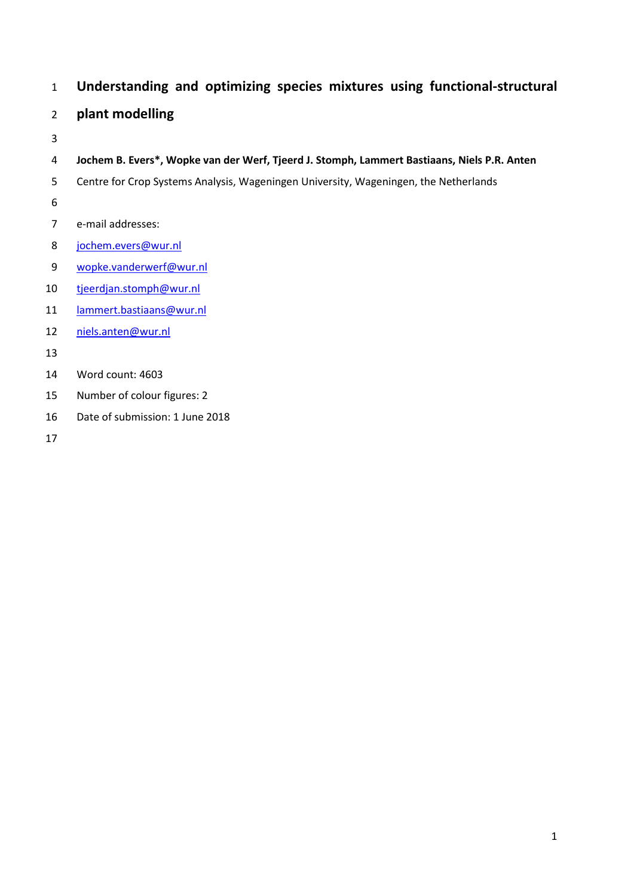# Understanding and optimizing species mixtures using functional-structural plant modelling

**Jochem B. Evers\*, Wopke van der Werf, Tjeerd J. Stomph, Lammert Bastiaans, Niels P.R. Anten**

Centre for Crop Systems Analysis, Wageningen University, Wageningen, the Netherlands

e-mail addresses:

jochem.evers@wur.nl

wopke.vanderwerf@wur.nl

tjeerdjan.stomph@wur.nl

lammert.bastiaans@wur.nl

niels.anten@wur.nl

Word count: 4603

Number of colour figures: 2

Date of submission: 1 June 2018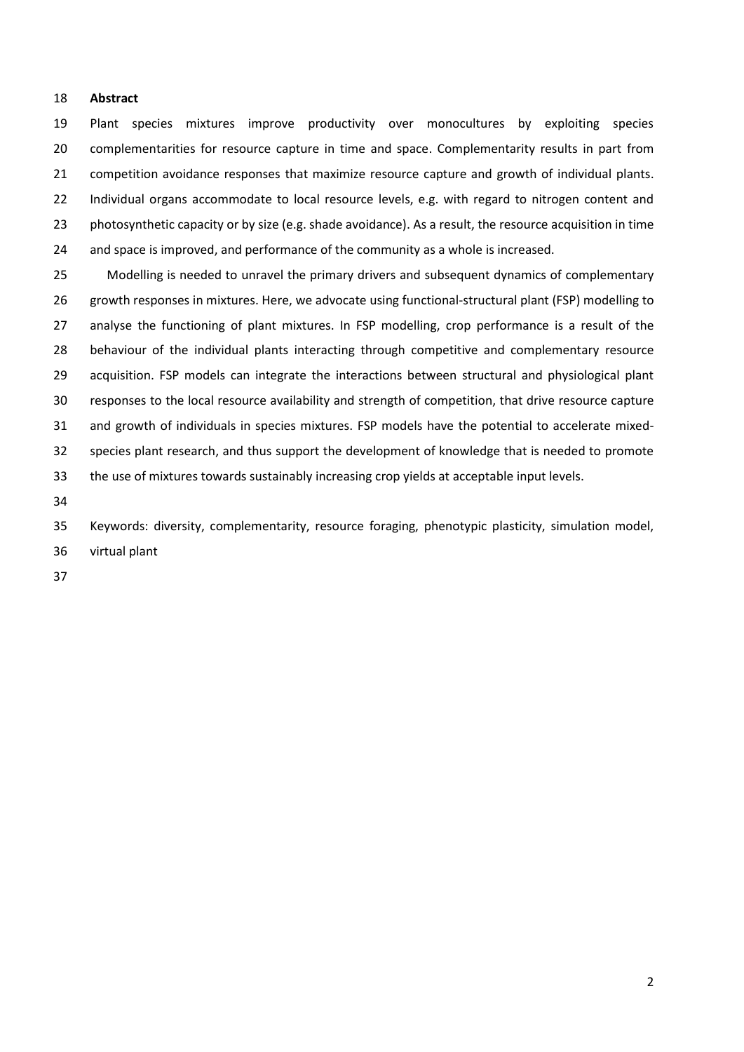**Abstract**

Plant species mixtures improve productivity over monocultures by exploiting species complementarities for resource capture in time and space. Complementarity results in part from competition avoidance responses that maximize resource capture and growth of individual plants. Individual organs accommodate to local resource levels, e.g. with regard to nitrogen content and photosynthetic capacity or by size (e.g. shade avoidance). As a result, the resource acquisition in time and space is improved, and performance of the community as a whole is increased.

Modelling is needed to unravel the primary drivers and subsequent dynamics of complementary growth responses in mixtures. Here, we advocate using functional-structural plant (FSP) modelling to analyse the functioning of plant mixtures. In FSP modelling, crop performance is a result of the behaviour of the individual plants interacting through competitive and complementary resource acquisition. FSP models can integrate the interactions between structural and physiological plant responses to the local resource availability and strength of competition, that drive resource capture and growth of individuals in species mixtures. FSP models have the potential to accelerate mixed-species plant research, and thus support the development of knowledge that is needed to promote the use of mixtures towards sustainably increasing crop yields at acceptable input levels.

Keywords: diversity, complementarity, resource foraging, phenotypic plasticity, simulation model, virtual plant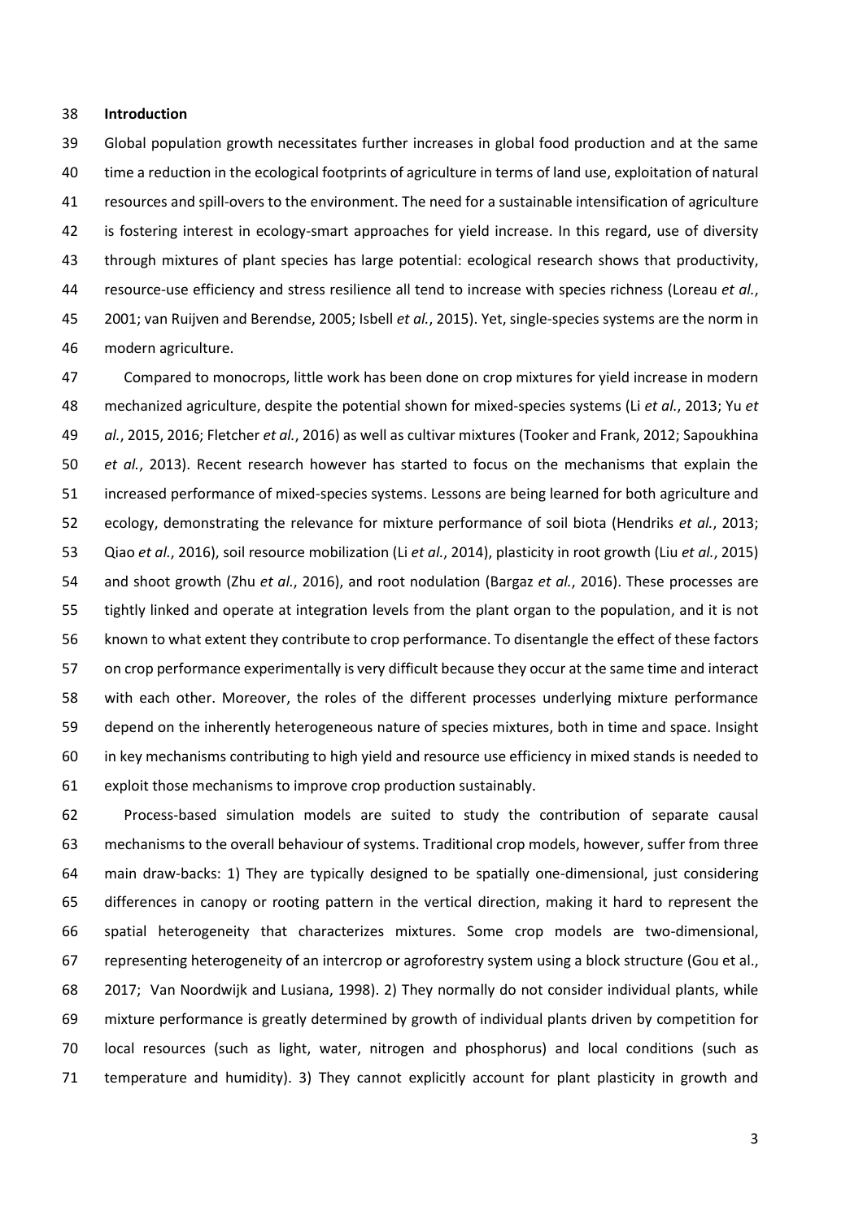**Introduction**

Global population growth necessitates further increases in global food production and at the same time a reduction in the ecological footprints of agriculture in terms of land use, exploitation of natural resources and spill-overs to the environment. The need for a sustainable intensification of agriculture is fostering interest in ecology-smart approaches for yield increase. In this regard, use of diversity through mixtures of plant species has large potential: ecological research shows that productivity, resource-use efficiency and stress resilience all tend to increase with species richness (Loreau *et al.*, 2001; van Ruijven and Berendse, 2005; Isbell *et al.*, 2015). Yet, single-species systems are the norm in modern agriculture.

Compared to monocrops, little work has been done on crop mixtures for yield increase in modern mechanized agriculture, despite the potential shown for mixed-species systems (Li *et al.*, 2013; Yu *et al.*, 2015, 2016; Fletcher *et al.*, 2016) as well as cultivar mixtures (Tooker and Frank, 2012; Sapoukhina *et al.*, 2013). Recent research however has started to focus on the mechanisms that explain the increased performance of mixed-species systems. Lessons are being learned for both agriculture and ecology, demonstrating the relevance for mixture performance of soil biota (Hendriks *et al.*, 2013; Qiao *et al.*, 2016), soil resource mobilization (Li *et al.*, 2014), plasticity in root growth (Liu *et al.*, 2015) and shoot growth (Zhu *et al.*, 2016), and root nodulation (Bargaz *et al.*, 2016). These processes are tightly linked and operate at integration levels from the plant organ to the population, and it is not known to what extent they contribute to crop performance. To disentangle the effect of these factors on crop performance experimentally is very difficult because they occur at the same time and interact with each other. Moreover, the roles of the different processes underlying mixture performance depend on the inherently heterogeneous nature of species mixtures, both in time and space. Insight in key mechanisms contributing to high yield and resource use efficiency in mixed stands is needed to exploit those mechanisms to improve crop production sustainably.

Process-based simulation models are suited to study the contribution of separate causal mechanisms to the overall behaviour of systems. Traditional crop models, however, suffer from three main draw-backs: 1) They are typically designed to be spatially one-dimensional, just considering differences in canopy or rooting pattern in the vertical direction, making it hard to represent the spatial heterogeneity that characterizes mixtures. Some crop models are two-dimensional, representing heterogeneity of an intercrop or agroforestry system using a block structure (Gou et al., 2017; Van Noordwijk and Lusiana, 1998). 2) They normally do not consider individual plants, while mixture performance is greatly determined by growth of individual plants driven by competition for local resources (such as light, water, nitrogen and phosphorus) and local conditions (such as temperature and humidity). 3) They cannot explicitly account for plant plasticity in growth and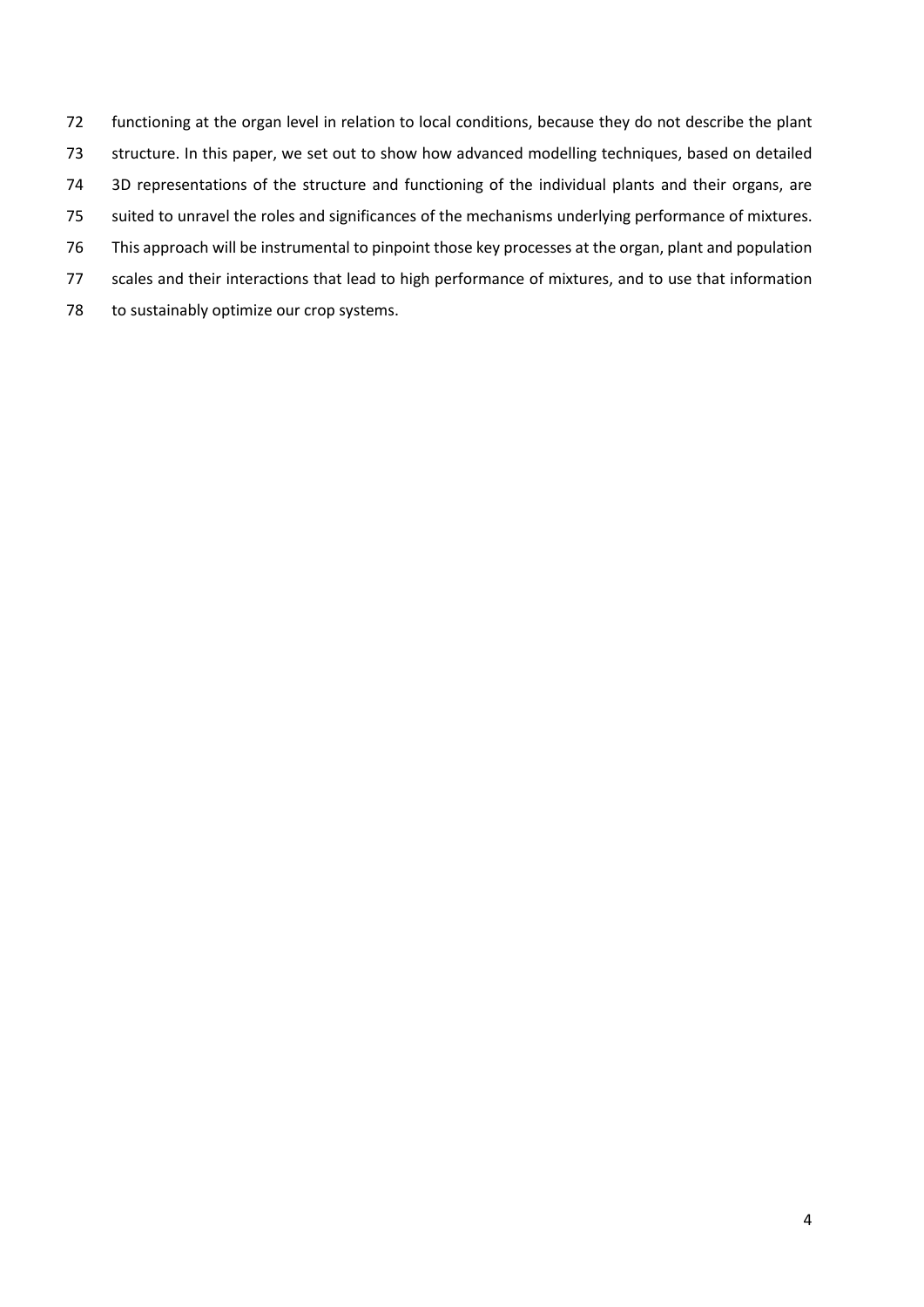functioning at the organ level in relation to local conditions, because they do not describe the plant structure. In this paper, we set out to show how advanced modelling techniques, based on detailed 3D representations of the structure and functioning of the individual plants and their organs, are suited to unravel the roles and significances of the mechanisms underlying performance of mixtures. This approach will be instrumental to pinpoint those key processes at the organ, plant and population scales and their interactions that lead to high performance of mixtures, and to use that information to sustainably optimize our crop systems.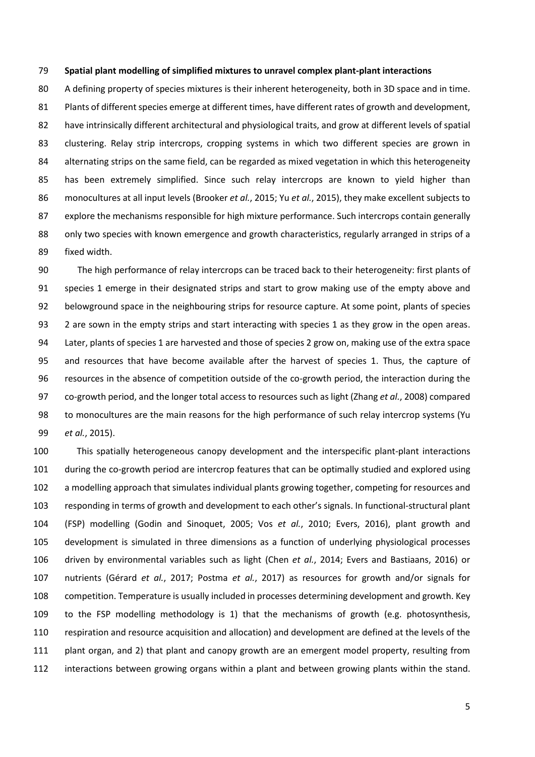**Spatial plant modelling of simplified mixtures to unravel complex plant-plant interactions**

A defining property of species mixtures is their inherent heterogeneity, both in 3D space and in time. Plants of different species emerge at different times, have different rates of growth and development, have intrinsically different architectural and physiological traits, and grow at different levels of spatial clustering. Relay strip intercrops, cropping systems in which two different species are grown in alternating strips on the same field, can be regarded as mixed vegetation in which this heterogeneity has been extremely simplified. Since such relay intercrops are known to yield higher than monocultures at all input levels (Brooker *et al.*, 2015; Yu *et al.*, 2015), they make excellent subjects to explore the mechanisms responsible for high mixture performance. Such intercrops contain generally only two species with known emergence and growth characteristics, regularly arranged in strips of a fixed width.

The high performance of relay intercrops can be traced back to their heterogeneity: first plants of species 1 emerge in their designated strips and start to grow making use of the empty above and belowground space in the neighbouring strips for resource capture. At some point, plants of species 2 are sown in the empty strips and start interacting with species 1 as they grow in the open areas. Later, plants of species 1 are harvested and those of species 2 grow on, making use of the extra space and resources that have become available after the harvest of species 1. Thus, the capture of resources in the absence of competition outside of the co-growth period, the interaction during the co-growth period, and the longer total access to resources such as light (Zhang *et al.*, 2008) compared to monocultures are the main reasons for the high performance of such relay intercrop systems (Yu *et al.*, 2015).

This spatially heterogeneous canopy development and the interspecific plant-plant interactions during the co-growth period are intercrop features that can be optimally studied and explored using a modelling approach that simulates individual plants growing together, competing for resources and responding in terms of growth and development to each other's signals. In functional-structural plant (FSP) modelling (Godin and Sinoquet, 2005; Vos *et al.*, 2010; Evers, 2016), plant growth and development is simulated in three dimensions as a function of underlying physiological processes driven by environmental variables such as light (Chen *et al.*, 2014; Evers and Bastiaans, 2016) or nutrients (Gérard *et al.*, 2017; Postma *et al.*, 2017) as resources for growth and/or signals for competition. Temperature is usually included in processes determining development and growth. Key to the FSP modelling methodology is 1) that the mechanisms of growth (e.g. photosynthesis, respiration and resource acquisition and allocation) and development are defined at the levels of the plant organ, and 2) that plant and canopy growth are an emergent model property, resulting from interactions between growing organs within a plant and between growing plants within the stand.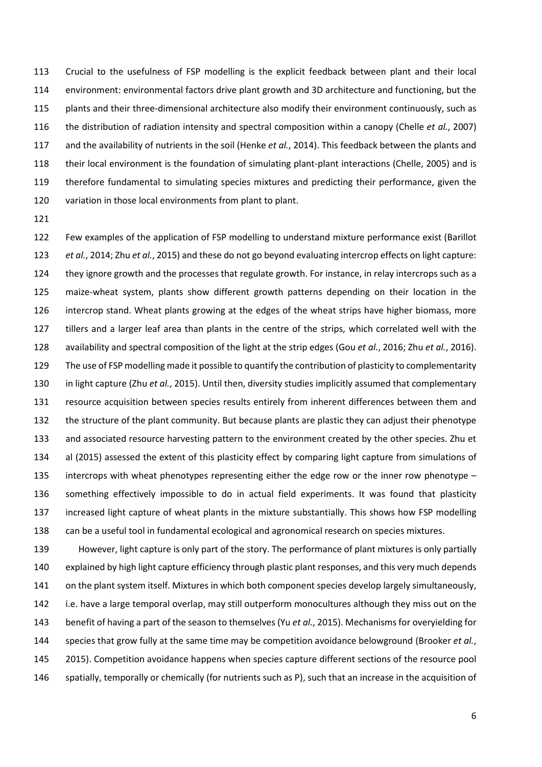Crucial to the usefulness of FSP modelling is the explicit feedback between plant and their local environment: environmental factors drive plant growth and 3D architecture and functioning, but the plants and their three-dimensional architecture also modify their environment continuously, such as the distribution of radiation intensity and spectral composition within a canopy (Chelle *et al.*, 2007) and the availability of nutrients in the soil (Henke *et al.*, 2014). This feedback between the plants and their local environment is the foundation of simulating plant-plant interactions (Chelle, 2005) and is therefore fundamental to simulating species mixtures and predicting their performance, given the variation in those local environments from plant to plant.

Few examples of the application of FSP modelling to understand mixture performance exist (Barillot *et al.*, 2014; Zhu *et al.*, 2015) and these do not go beyond evaluating intercrop effects on light capture: they ignore growth and the processes that regulate growth. For instance, in relay intercrops such as a maize-wheat system, plants show different growth patterns depending on their location in the intercrop stand. Wheat plants growing at the edges of the wheat strips have higher biomass, more tillers and a larger leaf area than plants in the centre of the strips, which correlated well with the availability and spectral composition of the light at the strip edges (Gou *et al.*, 2016; Zhu *et al.*, 2016). The use of FSP modelling made it possible to quantify the contribution of plasticity to complementarity in light capture (Zhu *et al.*, 2015). Until then, diversity studies implicitly assumed that complementary resource acquisition between species results entirely from inherent differences between them and the structure of the plant community. But because plants are plastic they can adjust their phenotype and associated resource harvesting pattern to the environment created by the other species. Zhu et al (2015) assessed the extent of this plasticity effect by comparing light capture from simulations of intercrops with wheat phenotypes representing either the edge row or the inner row phenotype – something effectively impossible to do in actual field experiments. It was found that plasticity increased light capture of wheat plants in the mixture substantially. This shows how FSP modelling can be a useful tool in fundamental ecological and agronomical research on species mixtures.

However, light capture is only part of the story. The performance of plant mixtures is only partially explained by high light capture efficiency through plastic plant responses, and this very much depends on the plant system itself. Mixtures in which both component species develop largely simultaneously, i.e. have a large temporal overlap, may still outperform monocultures although they miss out on the benefit of having a part of the season to themselves (Yu *et al.*, 2015). Mechanisms for overyielding for species that grow fully at the same time may be competition avoidance belowground (Brooker *et al.*, 2015). Competition avoidance happens when species capture different sections of the resource pool spatially, temporally or chemically (for nutrients such as P), such that an increase in the acquisition of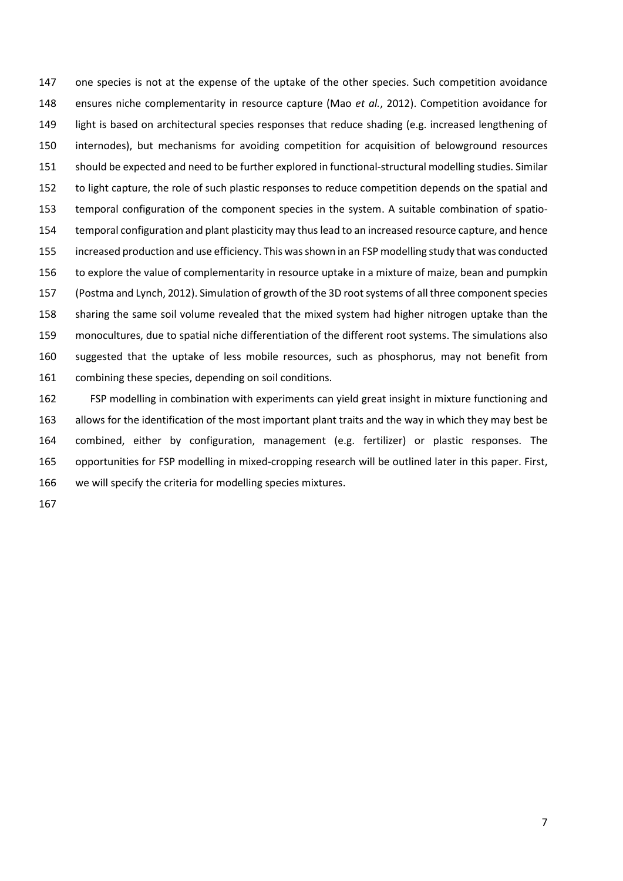one species is not at the expense of the uptake of the other species. Such competition avoidance ensures niche complementarity in resource capture (Mao *et al.*, 2012). Competition avoidance for light is based on architectural species responses that reduce shading (e.g. increased lengthening of internodes), but mechanisms for avoiding competition for acquisition of belowground resources should be expected and need to be further explored in functional-structural modelling studies. Similar to light capture, the role of such plastic responses to reduce competition depends on the spatial and temporal configuration of the component species in the system. A suitable combination of spatio-temporal configuration and plant plasticity may thus lead to an increased resource capture, and hence increased production and use efficiency. This was shown in an FSP modelling study that was conducted to explore the value of complementarity in resource uptake in a mixture of maize, bean and pumpkin (Postma and Lynch, 2012). Simulation of growth of the 3D root systems of all three component species sharing the same soil volume revealed that the mixed system had higher nitrogen uptake than the monocultures, due to spatial niche differentiation of the different root systems. The simulations also suggested that the uptake of less mobile resources, such as phosphorus, may not benefit from combining these species, depending on soil conditions.

FSP modelling in combination with experiments can yield great insight in mixture functioning and allows for the identification of the most important plant traits and the way in which they may best be combined, either by configuration, management (e.g. fertilizer) or plastic responses. The opportunities for FSP modelling in mixed-cropping research will be outlined later in this paper. First, we will specify the criteria for modelling species mixtures.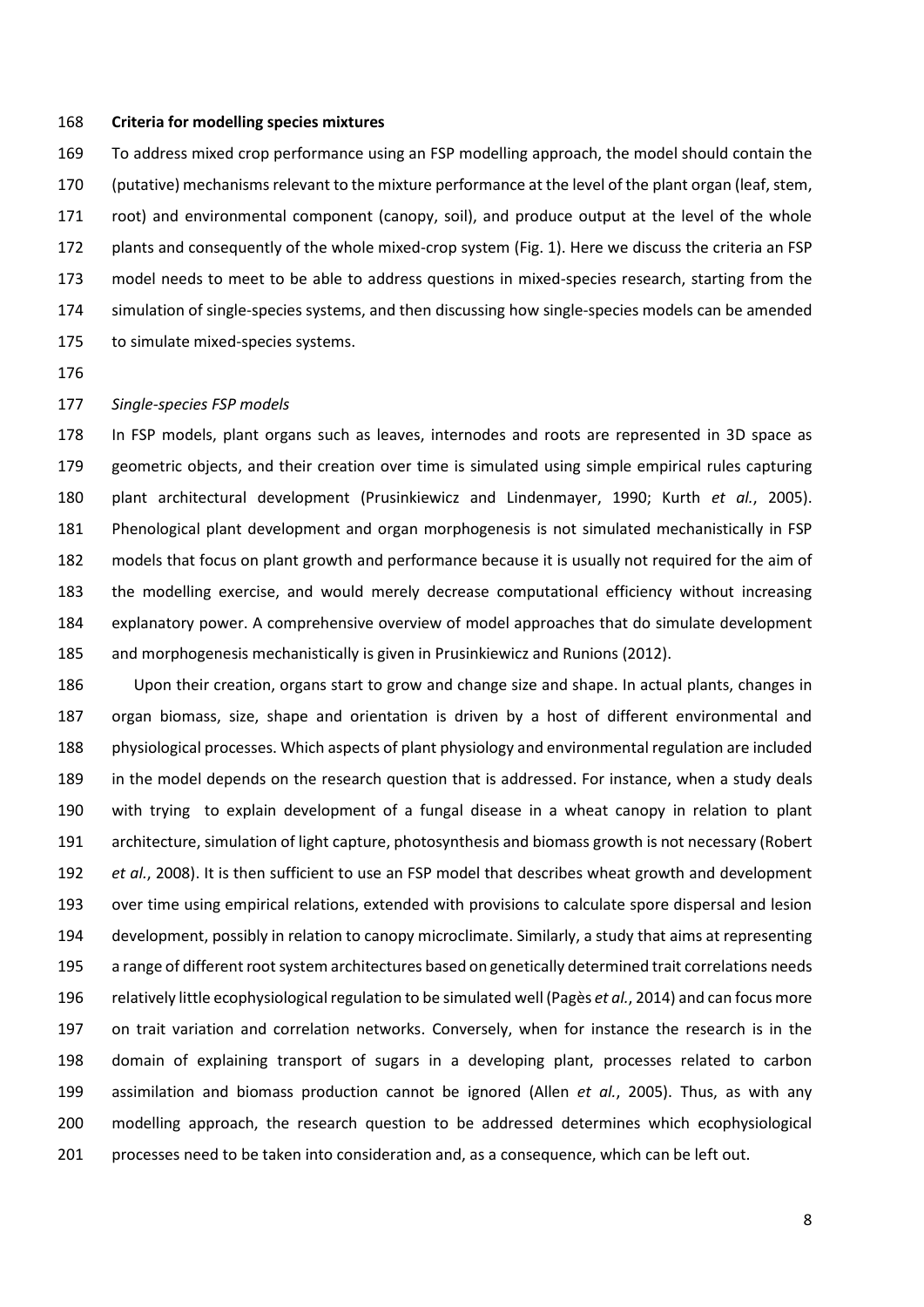**Criteria for modelling species mixtures**

To address mixed crop performance using an FSP modelling approach, the model should contain the (putative) mechanisms relevant to the mixture performance at the level of the plant organ (leaf, stem, root) and environmental component (canopy, soil), and produce output at the level of the whole plants and consequently of the whole mixed-crop system (Fig. 1). Here we discuss the criteria an FSP model needs to meet to be able to address questions in mixed-species research, starting from the simulation of single-species systems, and then discussing how single-species models can be amended to simulate mixed-species systems.

*Single-species FSP models*

In FSP models, plant organs such as leaves, internodes and roots are represented in 3D space as geometric objects, and their creation over time is simulated using simple empirical rules capturing plant architectural development (Prusinkiewicz and Lindenmayer, 1990; Kurth *et al.*, 2005). Phenological plant development and organ morphogenesis is not simulated mechanistically in FSP models that focus on plant growth and performance because it is usually not required for the aim of the modelling exercise, and would merely decrease computational efficiency without increasing explanatory power. A comprehensive overview of model approaches that do simulate development and morphogenesis mechanistically is given in Prusinkiewicz and Runions (2012).

Upon their creation, organs start to grow and change size and shape. In actual plants, changes in organ biomass, size, shape and orientation is driven by a host of different environmental and physiological processes. Which aspects of plant physiology and environmental regulation are included in the model depends on the research question that is addressed. For instance, when a study deals with trying to explain development of a fungal disease in a wheat canopy in relation to plant architecture, simulation of light capture, photosynthesis and biomass growth is not necessary (Robert *et al.*, 2008). It is then sufficient to use an FSP model that describes wheat growth and development over time using empirical relations, extended with provisions to calculate spore dispersal and lesion development, possibly in relation to canopy microclimate. Similarly, a study that aims at representing a range of different root system architectures based on genetically determined trait correlations needs relatively little ecophysiological regulation to be simulated well (Pagès *et al.*, 2014) and can focus more on trait variation and correlation networks. Conversely, when for instance the research is in the domain of explaining transport of sugars in a developing plant, processes related to carbon assimilation and biomass production cannot be ignored (Allen *et al.*, 2005). Thus, as with any modelling approach, the research question to be addressed determines which ecophysiological processes need to be taken into consideration and, as a consequence, which can be left out.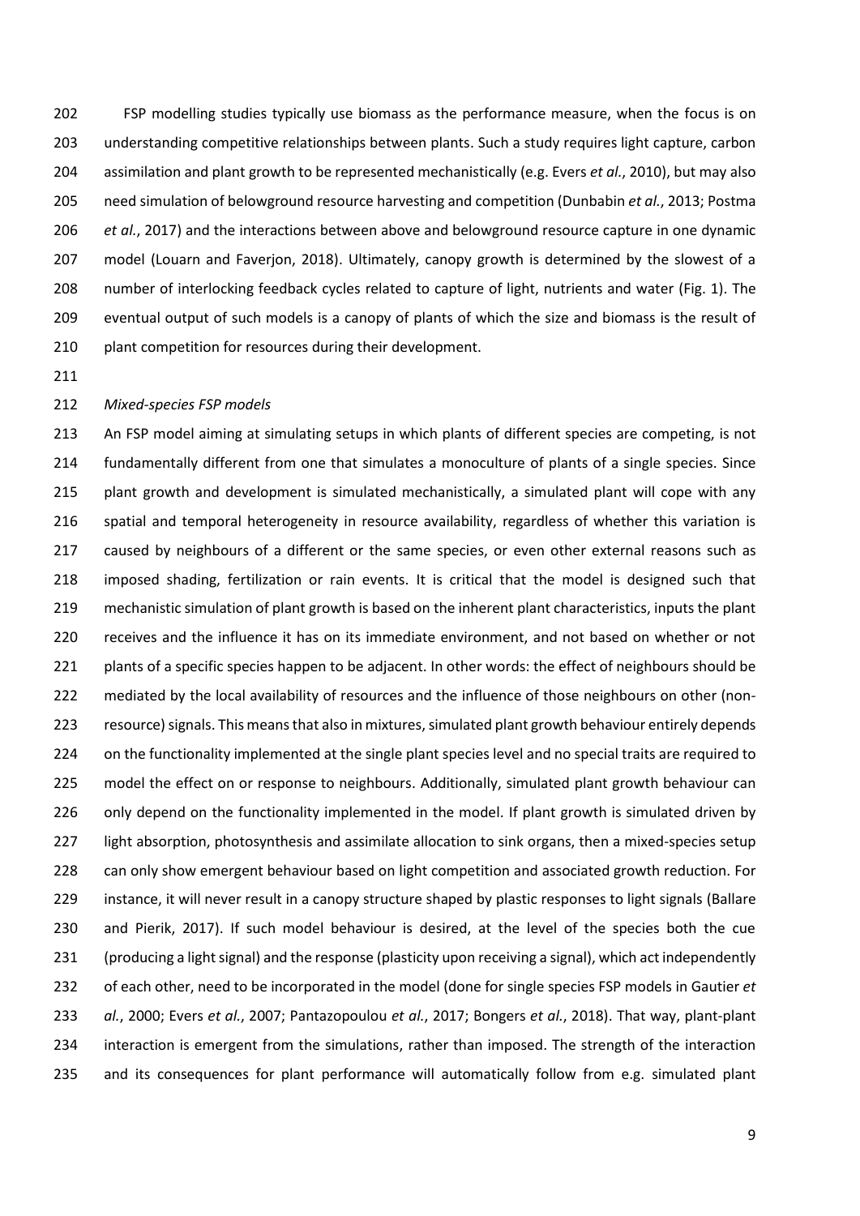FSP modelling studies typically use biomass as the performance measure, when the focus is on understanding competitive relationships between plants. Such a study requires light capture, carbon assimilation and plant growth to be represented mechanistically (e.g. Evers *et al.*, 2010), but may also need simulation of belowground resource harvesting and competition (Dunbabin *et al.*, 2013; Postma *et al.*, 2017) and the interactions between above and belowground resource capture in one dynamic model (Louarn and Faverjon, 2018). Ultimately, canopy growth is determined by the slowest of a number of interlocking feedback cycles related to capture of light, nutrients and water (Fig. 1). The eventual output of such models is a canopy of plants of which the size and biomass is the result of plant competition for resources during their development.

### *Mixed-species FSP models*

An FSP model aiming at simulating setups in which plants of different species are competing, is not fundamentally different from one that simulates a monoculture of plants of a single species. Since plant growth and development is simulated mechanistically, a simulated plant will cope with any spatial and temporal heterogeneity in resource availability, regardless of whether this variation is caused by neighbours of a different or the same species, or even other external reasons such as imposed shading, fertilization or rain events. It is critical that the model is designed such that mechanistic simulation of plant growth is based on the inherent plant characteristics, inputs the plant receives and the influence it has on its immediate environment, and not based on whether or not plants of a specific species happen to be adjacent. In other words: the effect of neighbours should be mediated by the local availability of resources and the influence of those neighbours on other (non-resource) signals. This means that also in mixtures, simulated plant growth behaviour entirely depends on the functionality implemented at the single plant species level and no special traits are required to model the effect on or response to neighbours. Additionally, simulated plant growth behaviour can only depend on the functionality implemented in the model. If plant growth is simulated driven by light absorption, photosynthesis and assimilate allocation to sink organs, then a mixed-species setup can only show emergent behaviour based on light competition and associated growth reduction. For instance, it will never result in a canopy structure shaped by plastic responses to light signals (Ballare and Pierik, 2017). If such model behaviour is desired, at the level of the species both the cue (producing a light signal) and the response (plasticity upon receiving a signal), which act independently of each other, need to be incorporated in the model (done for single species FSP models in Gautier *et al.*, 2000; Evers *et al.*, 2007; Pantazopoulou *et al.*, 2017; Bongers *et al.*, 2018). That way, plant-plant interaction is emergent from the simulations, rather than imposed. The strength of the interaction and its consequences for plant performance will automatically follow from e.g. simulated plant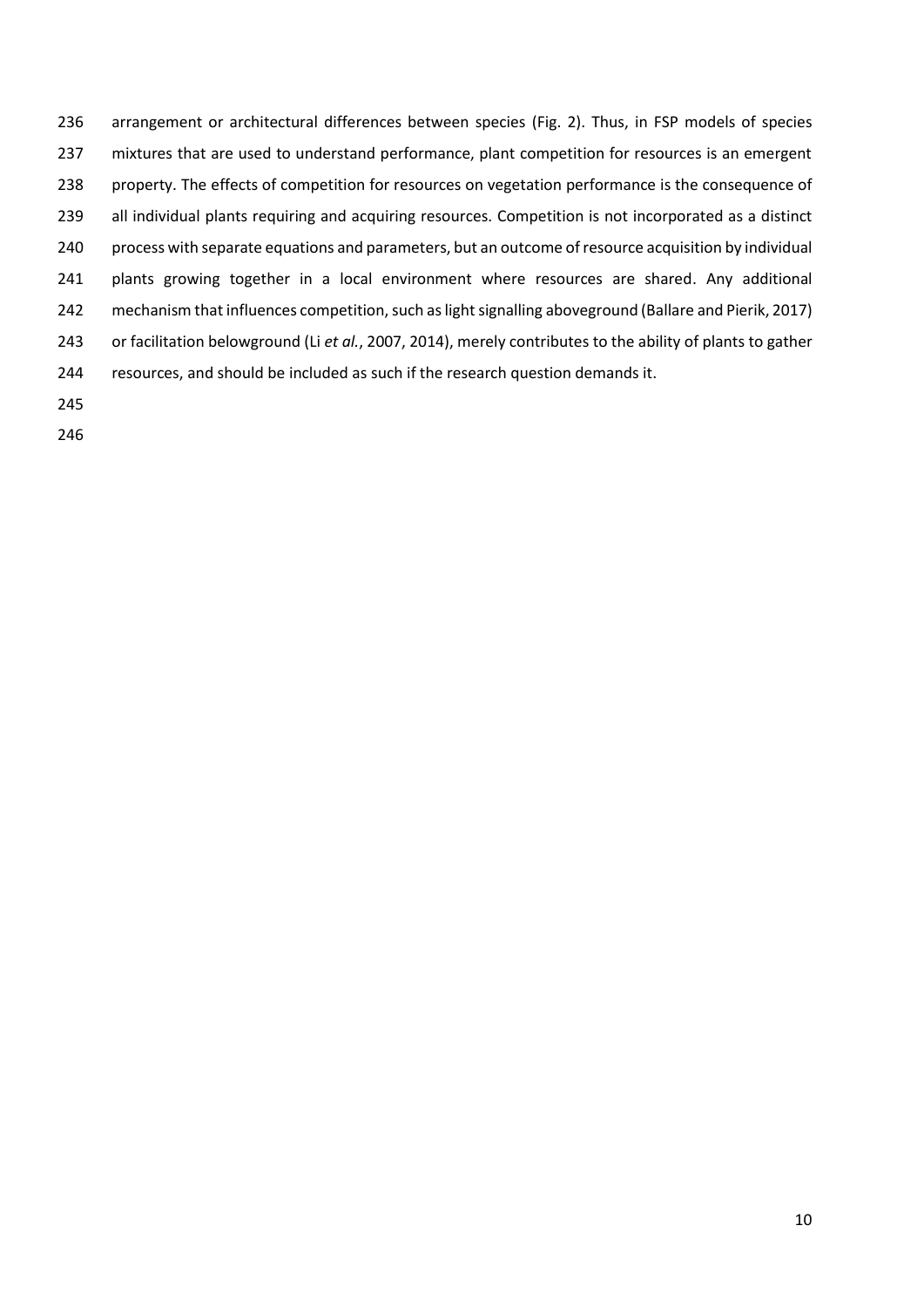arrangement or architectural differences between species (Fig. 2). Thus, in FSP models of species mixtures that are used to understand performance, plant competition for resources is an emergent property. The effects of competition for resources on vegetation performance is the consequence of all individual plants requiring and acquiring resources. Competition is not incorporated as a distinct process with separate equations and parameters, but an outcome of resource acquisition by individual plants growing together in a local environment where resources are shared. Any additional mechanism that influences competition, such as light signalling aboveground (Ballare and Pierik, 2017) or facilitation belowground (Li *et al.*, 2007, 2014), merely contributes to the ability of plants to gather resources, and should be included as such if the research question demands it.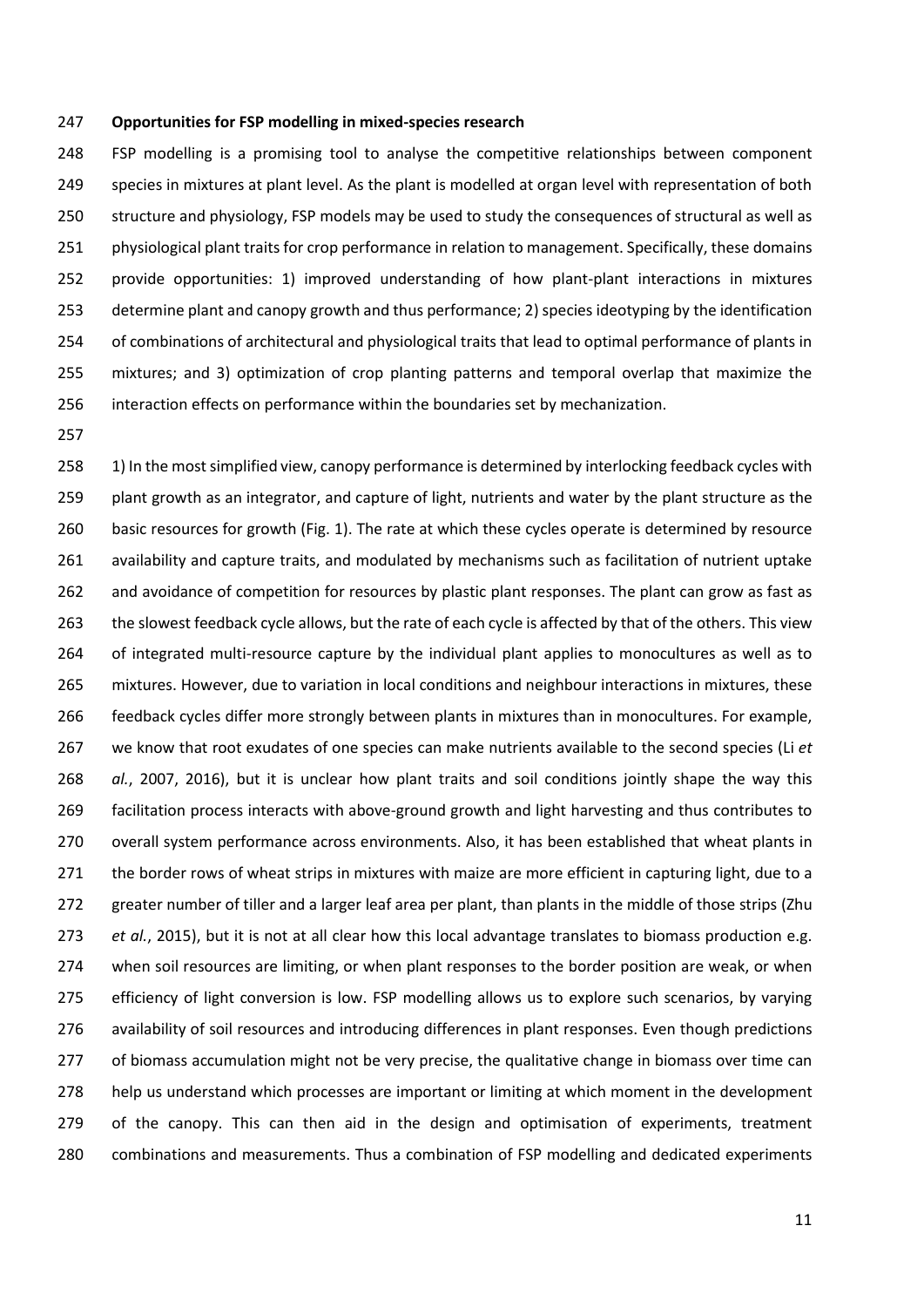### Opportunities for FSP modelling in mixed-species research

FSP modelling is a promising tool to analyse the competitive relationships between component species in mixtures at plant level. As the plant is modelled at organ level with representation of both structure and physiology, FSP models may be used to study the consequences of structural as well as physiological plant traits for crop performance in relation to management. Specifically, these domains provide opportunities: 1) improved understanding of how plant-plant interactions in mixtures determine plant and canopy growth and thus performance; 2) species ideotyping by the identification of combinations of architectural and physiological traits that lead to optimal performance of plants in mixtures; and 3) optimization of crop planting patterns and temporal overlap that maximize the interaction effects on performance within the boundaries set by mechanization.

1) In the most simplified view, canopy performance is determined by interlocking feedback cycles with plant growth as an integrator, and capture of light, nutrients and water by the plant structure as the basic resources for growth (Fig. 1). The rate at which these cycles operate is determined by resource availability and capture traits, and modulated by mechanisms such as facilitation of nutrient uptake and avoidance of competition for resources by plastic plant responses. The plant can grow as fast as the slowest feedback cycle allows, but the rate of each cycle is affected by that of the others. This view of integrated multi-resource capture by the individual plant applies to monocultures as well as to mixtures. However, due to variation in local conditions and neighbour interactions in mixtures, these feedback cycles differ more strongly between plants in mixtures than in monocultures. For example, we know that root exudates of one species can make nutrients available to the second species (Li *et al.*, 2007, 2016), but it is unclear how plant traits and soil conditions jointly shape the way this facilitation process interacts with above-ground growth and light harvesting and thus contributes to overall system performance across environments. Also, it has been established that wheat plants in the border rows of wheat strips in mixtures with maize are more efficient in capturing light, due to a greater number of tiller and a larger leaf area per plant, than plants in the middle of those strips (Zhu *et al.*, 2015), but it is not at all clear how this local advantage translates to biomass production e.g. when soil resources are limiting, or when plant responses to the border position are weak, or when efficiency of light conversion is low. FSP modelling allows us to explore such scenarios, by varying availability of soil resources and introducing differences in plant responses. Even though predictions of biomass accumulation might not be very precise, the qualitative change in biomass over time can help us understand which processes are important or limiting at which moment in the development of the canopy. This can then aid in the design and optimisation of experiments, treatment combinations and measurements. Thus a combination of FSP modelling and dedicated experiments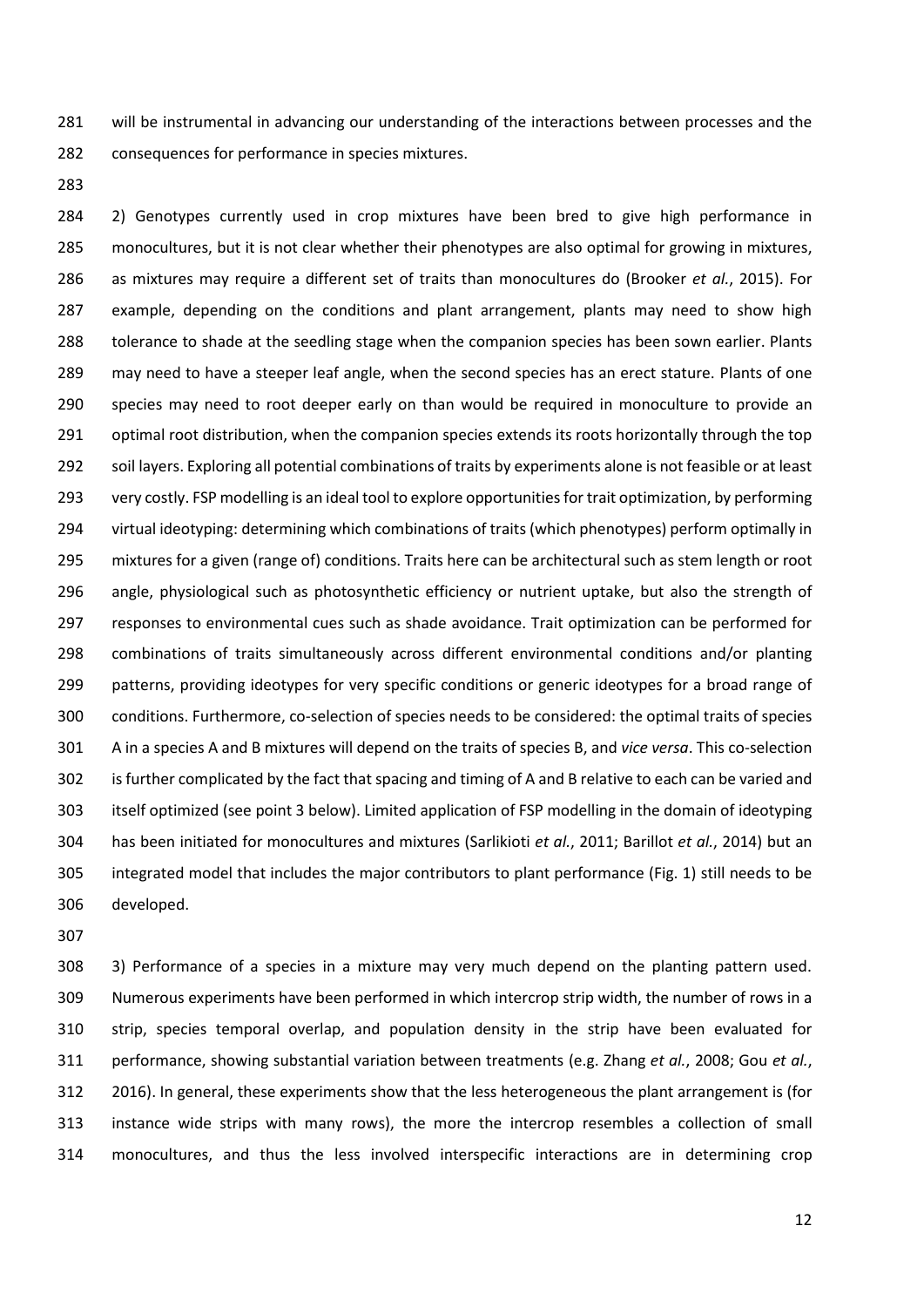will be instrumental in advancing our understanding of the interactions between processes and the consequences for performance in species mixtures.

2) Genotypes currently used in crop mixtures have been bred to give high performance in monocultures, but it is not clear whether their phenotypes are also optimal for growing in mixtures, as mixtures may require a different set of traits than monocultures do (Brooker *et al.*, 2015). For example, depending on the conditions and plant arrangement, plants may need to show high tolerance to shade at the seedling stage when the companion species has been sown earlier. Plants may need to have a steeper leaf angle, when the second species has an erect stature. Plants of one species may need to root deeper early on than would be required in monoculture to provide an optimal root distribution, when the companion species extends its roots horizontally through the top soil layers. Exploring all potential combinations of traits by experiments alone is not feasible or at least very costly. FSP modelling is an ideal tool to explore opportunities for trait optimization, by performing virtual ideotyping: determining which combinations of traits (which phenotypes) perform optimally in mixtures for a given (range of) conditions. Traits here can be architectural such as stem length or root angle, physiological such as photosynthetic efficiency or nutrient uptake, but also the strength of responses to environmental cues such as shade avoidance. Trait optimization can be performed for combinations of traits simultaneously across different environmental conditions and/or planting patterns, providing ideotypes for very specific conditions or generic ideotypes for a broad range of conditions. Furthermore, co-selection of species needs to be considered: the optimal traits of species A in a species A and B mixtures will depend on the traits of species B, and *vice versa*. This co-selection is further complicated by the fact that spacing and timing of A and B relative to each can be varied and itself optimized (see point 3 below). Limited application of FSP modelling in the domain of ideotyping has been initiated for monocultures and mixtures (Sarlikioti *et al.*, 2011; Barillot *et al.*, 2014) but an integrated model that includes the major contributors to plant performance (Fig. 1) still needs to be developed.

3) Performance of a species in a mixture may very much depend on the planting pattern used. Numerous experiments have been performed in which intercrop strip width, the number of rows in a strip, species temporal overlap, and population density in the strip have been evaluated for performance, showing substantial variation between treatments (e.g. Zhang *et al.*, 2008; Gou *et al.*, 2016). In general, these experiments show that the less heterogeneous the plant arrangement is (for instance wide strips with many rows), the more the intercrop resembles a collection of small monocultures, and thus the less involved interspecific interactions are in determining crop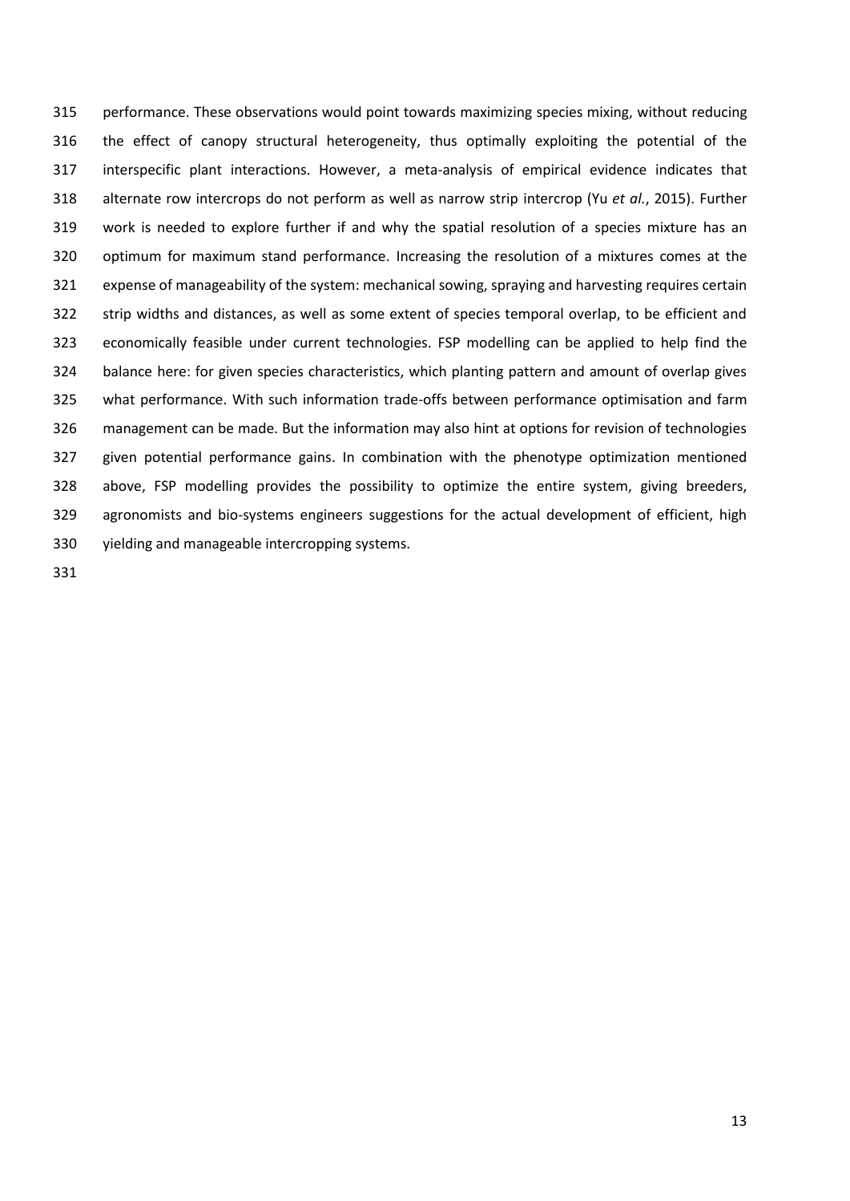performance. These observations would point towards maximizing species mixing, without reducing the effect of canopy structural heterogeneity, thus optimally exploiting the potential of the interspecific plant interactions. However, a meta-analysis of empirical evidence indicates that alternate row intercrops do not perform as well as narrow strip intercrop (Yu *et al.*, 2015). Further work is needed to explore further if and why the spatial resolution of a species mixture has an optimum for maximum stand performance. Increasing the resolution of a mixtures comes at the expense of manageability of the system: mechanical sowing, spraying and harvesting requires certain strip widths and distances, as well as some extent of species temporal overlap, to be efficient and economically feasible under current technologies. FSP modelling can be applied to help find the balance here: for given species characteristics, which planting pattern and amount of overlap gives what performance. With such information trade-offs between performance optimisation and farm management can be made. But the information may also hint at options for revision of technologies given potential performance gains. In combination with the phenotype optimization mentioned above, FSP modelling provides the possibility to optimize the entire system, giving breeders, agronomists and bio-systems engineers suggestions for the actual development of efficient, high yielding and manageable intercropping systems.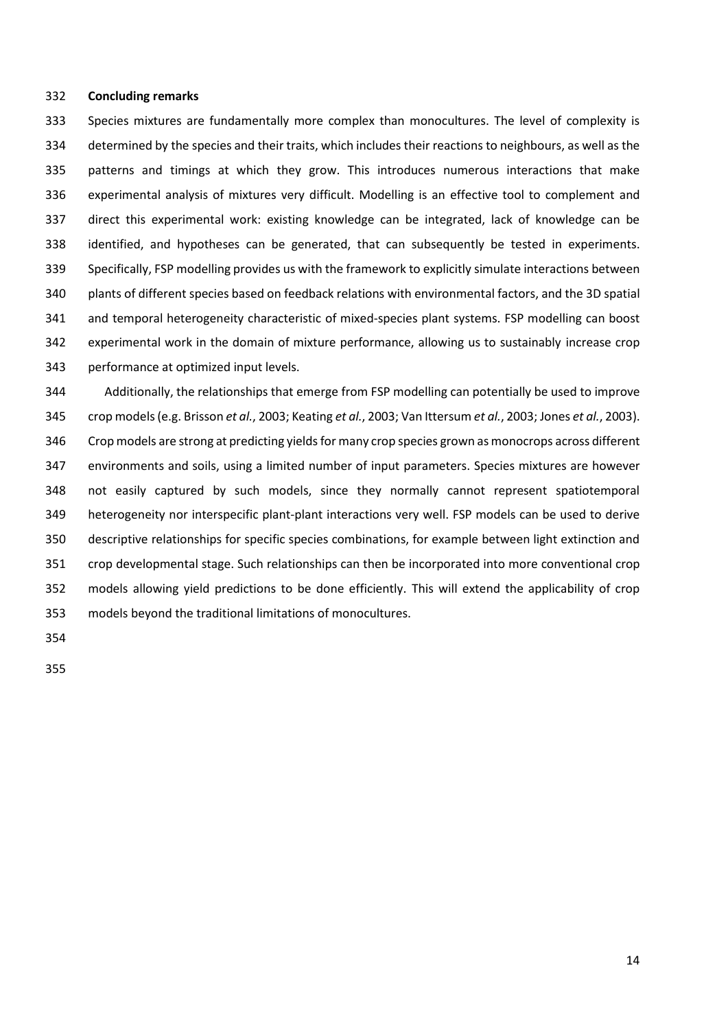## Concluding remarks

Species mixtures are fundamentally more complex than monocultures. The level of complexity is determined by the species and their traits, which includes their reactions to neighbours, as well as the patterns and timings at which they grow. This introduces numerous interactions that make experimental analysis of mixtures very difficult. Modelling is an effective tool to complement and direct this experimental work: existing knowledge can be integrated, lack of knowledge can be identified, and hypotheses can be generated, that can subsequently be tested in experiments. Specifically, FSP modelling provides us with the framework to explicitly simulate interactions between plants of different species based on feedback relations with environmental factors, and the 3D spatial and temporal heterogeneity characteristic of mixed-species plant systems. FSP modelling can boost experimental work in the domain of mixture performance, allowing us to sustainably increase crop performance at optimized input levels.

Additionally, the relationships that emerge from FSP modelling can potentially be used to improve crop models (e.g. Brisson *et al.*, 2003; Keating *et al.*, 2003; Van Ittersum *et al.*, 2003; Jones *et al.*, 2003). Crop models are strong at predicting yields for many crop species grown as monocrops across different environments and soils, using a limited number of input parameters. Species mixtures are however not easily captured by such models, since they normally cannot represent spatiotemporal heterogeneity nor interspecific plant-plant interactions very well. FSP models can be used to derive descriptive relationships for specific species combinations, for example between light extinction and crop developmental stage. Such relationships can then be incorporated into more conventional crop models allowing yield predictions to be done efficiently. This will extend the applicability of crop models beyond the traditional limitations of monocultures.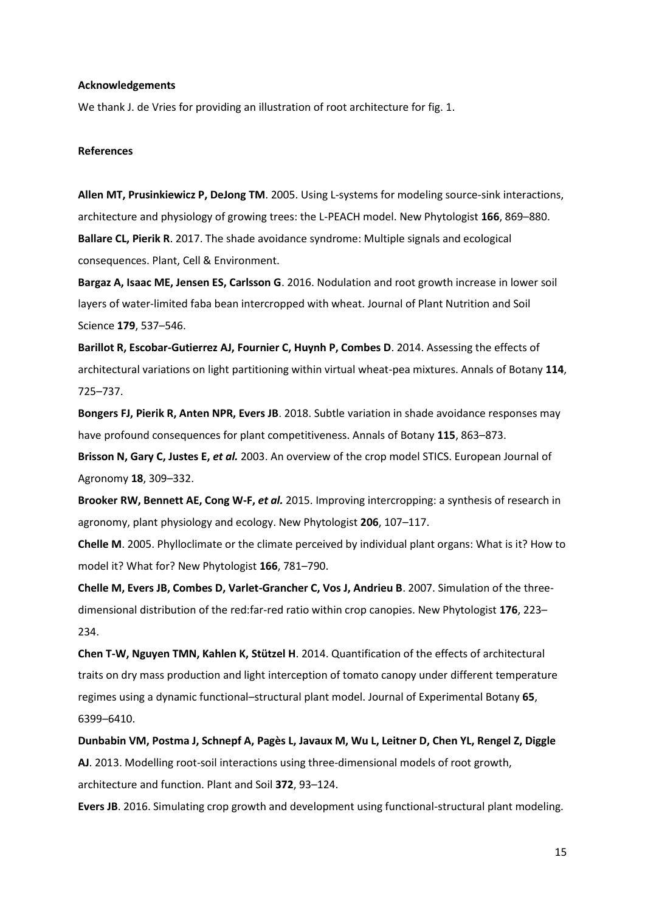**Acknowledgements**

We thank J. de Vries for providing an illustration of root architecture for fig. 1.

**References**

**Allen MT, Prusinkiewicz P, DeJong TM**. 2005. Using L-systems for modeling source-sink interactions, architecture and physiology of growing trees: the L-PEACH model. New Phytologist **166**, 869–880.

**Ballare CL, Pierik R**. 2017. The shade avoidance syndrome: Multiple signals and ecological consequences. Plant, Cell & Environment.

**Bargaz A, Isaac ME, Jensen ES, Carlsson G**. 2016. Nodulation and root growth increase in lower soil layers of water-limited faba bean intercropped with wheat. Journal of Plant Nutrition and Soil Science **179**, 537–546.

**Barillot R, Escobar-Gutierrez AJ, Fournier C, Huynh P, Combes D**. 2014. Assessing the effects of architectural variations on light partitioning within virtual wheat-pea mixtures. Annals of Botany **114**, 725–737.

**Bongers FJ, Pierik R, Anten NPR, Evers JB**. 2018. Subtle variation in shade avoidance responses may have profound consequences for plant competitiveness. Annals of Botany **115**, 863–873.

**Brisson N, Gary C, Justes E, *et al.*** 2003. An overview of the crop model STICS. European Journal of Agronomy **18**, 309–332.

**Brooker RW, Bennett AE, Cong W-F, *et al.*** 2015. Improving intercropping: a synthesis of research in agronomy, plant physiology and ecology. New Phytologist **206**, 107–117.

**Chelle M**. 2005. Phylloclimate or the climate perceived by individual plant organs: What is it? How to model it? What for? New Phytologist **166**, 781–790.

**Chelle M, Evers JB, Combes D, Varlet-Grancher C, Vos J, Andrieu B**. 2007. Simulation of the three-dimensional distribution of the red:far-red ratio within crop canopies. New Phytologist **176**, 223–234.

**Chen T-W, Nguyen TMN, Kahlen K, Stützel H**. 2014. Quantification of the effects of architectural traits on dry mass production and light interception of tomato canopy under different temperature regimes using a dynamic functional–structural plant model. Journal of Experimental Botany **65**, 6399–6410.

**Dunbabin VM, Postma J, Schnepf A, Pagès L, Javaux M, Wu L, Leitner D, Chen YL, Rengel Z, Diggle AJ**. 2013. Modelling root-soil interactions using three-dimensional models of root growth, architecture and function. Plant and Soil **372**, 93–124.

**Evers JB**. 2016. Simulating crop growth and development using functional-structural plant modeling.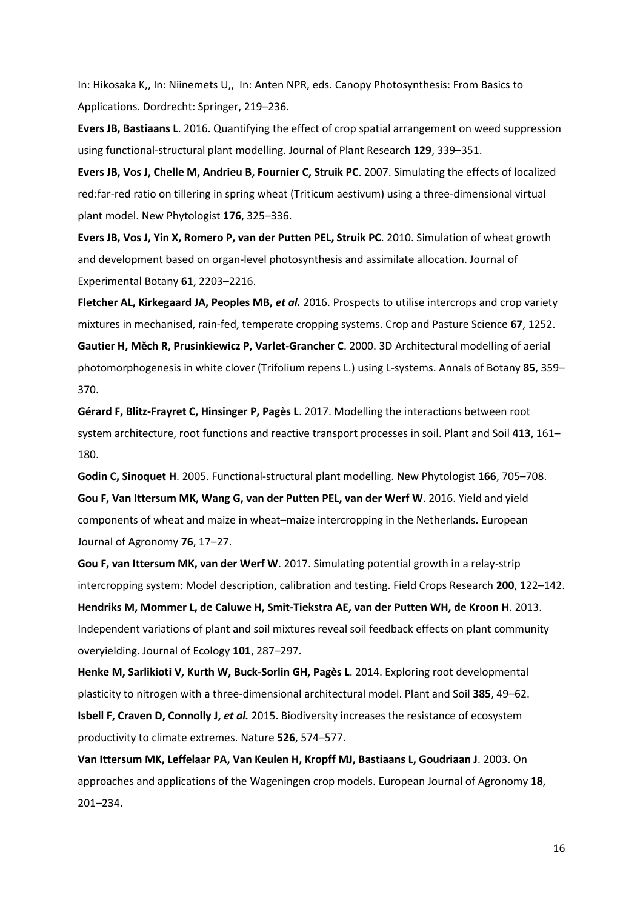In: Hikosaka K,, In: Niinemets U,, In: Anten NPR, eds. Canopy Photosynthesis: From Basics to Applications. Dordrecht: Springer, 219–236.

**Evers JB, Bastiaans L**. 2016. Quantifying the effect of crop spatial arrangement on weed suppression using functional-structural plant modelling. Journal of Plant Research **129**, 339–351.

**Evers JB, Vos J, Chelle M, Andrieu B, Fournier C, Struik PC**. 2007. Simulating the effects of localized red:far-red ratio on tillering in spring wheat (Triticum aestivum) using a three-dimensional virtual plant model. New Phytologist **176**, 325–336.

**Evers JB, Vos J, Yin X, Romero P, van der Putten PEL, Struik PC**. 2010. Simulation of wheat growth and development based on organ-level photosynthesis and assimilate allocation. Journal of Experimental Botany **61**, 2203–2216.

**Fletcher AL, Kirkegaard JA, Peoples MB, *et al.*** 2016. Prospects to utilise intercrops and crop variety mixtures in mechanised, rain-fed, temperate cropping systems. Crop and Pasture Science **67**, 1252.

**Gautier H, Měch R, Prusinkiewicz P, Varlet-Grancher C**. 2000. 3D Architectural modelling of aerial photomorphogenesis in white clover (Trifolium repens L.) using L-systems. Annals of Botany **85**, 359–370.

**Gérard F, Blitz-Frayret C, Hinsinger P, Pagès L**. 2017. Modelling the interactions between root system architecture, root functions and reactive transport processes in soil. Plant and Soil **413**, 161–180.

**Godin C, Sinoquet H**. 2005. Functional-structural plant modelling. New Phytologist **166**, 705–708.

**Gou F, Van Ittersum MK, Wang G, van der Putten PEL, van der Werf W**. 2016. Yield and yield components of wheat and maize in wheat–maize intercropping in the Netherlands. European Journal of Agronomy **76**, 17–27.

**Gou F, van Ittersum MK, van der Werf W**. 2017. Simulating potential growth in a relay-strip intercropping system: Model description, calibration and testing. Field Crops Research **200**, 122–142.

**Hendriks M, Mommer L, de Caluwe H, Smit-Tiekstra AE, van der Putten WH, de Kroon H**. 2013. Independent variations of plant and soil mixtures reveal soil feedback effects on plant community overyielding. Journal of Ecology **101**, 287–297.

**Henke M, Sarlikioti V, Kurth W, Buck-Sorlin GH, Pagès L**. 2014. Exploring root developmental plasticity to nitrogen with a three-dimensional architectural model. Plant and Soil **385**, 49–62.

**Isbell F, Craven D, Connolly J, *et al.*** 2015. Biodiversity increases the resistance of ecosystem productivity to climate extremes. Nature **526**, 574–577.

**Van Ittersum MK, Leffelaar PA, Van Keulen H, Kropff MJ, Bastiaans L, Goudriaan J**. 2003. On approaches and applications of the Wageningen crop models. European Journal of Agronomy **18**, 201–234.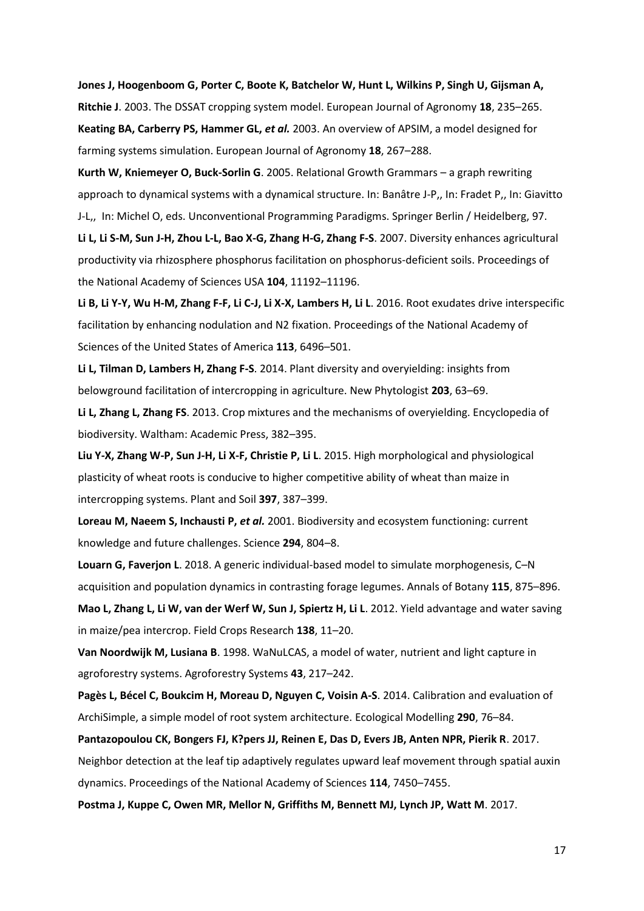**Jones J, Hoogenboom G, Porter C, Boote K, Batchelor W, Hunt L, Wilkins P, Singh U, Gijsman A, Ritchie J**. 2003. The DSSAT cropping system model. European Journal of Agronomy **18**, 235–265.

**Keating BA, Carberry PS, Hammer GL, *et al.*** 2003. An overview of APSIM, a model designed for farming systems simulation. European Journal of Agronomy **18**, 267–288.

**Kurth W, Kniemeyer O, Buck-Sorlin G**. 2005. Relational Growth Grammars – a graph rewriting approach to dynamical systems with a dynamical structure. In: Banâtre J-P,, In: Fradet P,, In: Giavitto J-L,, In: Michel O, eds. Unconventional Programming Paradigms. Springer Berlin / Heidelberg, 97.

**Li L, Li S-M, Sun J-H, Zhou L-L, Bao X-G, Zhang H-G, Zhang F-S**. 2007. Diversity enhances agricultural productivity via rhizosphere phosphorus facilitation on phosphorus-deficient soils. Proceedings of the National Academy of Sciences USA **104**, 11192–11196.

**Li B, Li Y-Y, Wu H-M, Zhang F-F, Li C-J, Li X-X, Lambers H, Li L**. 2016. Root exudates drive interspecific facilitation by enhancing nodulation and N2 fixation. Proceedings of the National Academy of Sciences of the United States of America **113**, 6496–501.

**Li L, Tilman D, Lambers H, Zhang F-S**. 2014. Plant diversity and overyielding: insights from belowground facilitation of intercropping in agriculture. New Phytologist **203**, 63–69.

**Li L, Zhang L, Zhang FS**. 2013. Crop mixtures and the mechanisms of overyielding. Encyclopedia of biodiversity. Waltham: Academic Press, 382–395.

**Liu Y-X, Zhang W-P, Sun J-H, Li X-F, Christie P, Li L**. 2015. High morphological and physiological plasticity of wheat roots is conducive to higher competitive ability of wheat than maize in intercropping systems. Plant and Soil **397**, 387–399.

**Loreau M, Naeem S, Inchausti P, *et al.*** 2001. Biodiversity and ecosystem functioning: current knowledge and future challenges. Science **294**, 804–8.

**Louarn G, Faverjon L**. 2018. A generic individual-based model to simulate morphogenesis, C–N acquisition and population dynamics in contrasting forage legumes. Annals of Botany **115**, 875–896.

**Mao L, Zhang L, Li W, van der Werf W, Sun J, Spiertz H, Li L**. 2012. Yield advantage and water saving in maize/pea intercrop. Field Crops Research **138**, 11–20.

**Van Noordwijk M, Lusiana B**. 1998. WaNuLCAS, a model of water, nutrient and light capture in agroforestry systems. Agroforestry Systems **43**, 217–242.

**Pagès L, Bécel C, Boukcim H, Moreau D, Nguyen C, Voisin A-S**. 2014. Calibration and evaluation of ArchiSimple, a simple model of root system architecture. Ecological Modelling **290**, 76–84.

**Pantazopoulou CK, Bongers FJ, K?pers JJ, Reinen E, Das D, Evers JB, Anten NPR, Pierik R**. 2017. Neighbor detection at the leaf tip adaptively regulates upward leaf movement through spatial auxin dynamics. Proceedings of the National Academy of Sciences **114**, 7450–7455.

**Postma J, Kuppe C, Owen MR, Mellor N, Griffiths M, Bennett MJ, Lynch JP, Watt M**. 2017.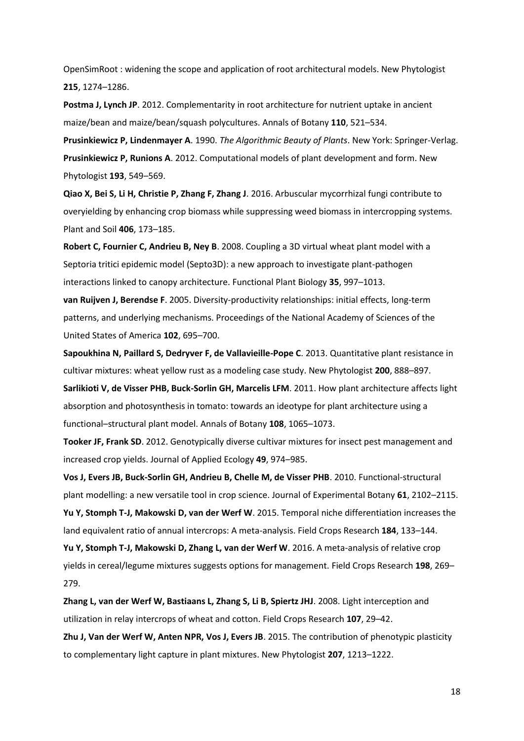OpenSimRoot : widening the scope and application of root architectural models. New Phytologist **215**, 1274–1286.

**Postma J, Lynch JP**. 2012. Complementarity in root architecture for nutrient uptake in ancient maize/bean and maize/bean/squash polycultures. Annals of Botany **110**, 521–534.

**Prusinkiewicz P, Lindenmayer A**. 1990. *The Algorithmic Beauty of Plants*. New York: Springer-Verlag.

**Prusinkiewicz P, Runions A**. 2012. Computational models of plant development and form. New Phytologist **193**, 549–569.

**Qiao X, Bei S, Li H, Christie P, Zhang F, Zhang J**. 2016. Arbuscular mycorrhizal fungi contribute to overyielding by enhancing crop biomass while suppressing weed biomass in intercropping systems. Plant and Soil **406**, 173–185.

**Robert C, Fournier C, Andrieu B, Ney B**. 2008. Coupling a 3D virtual wheat plant model with a Septoria tritici epidemic model (Septo3D): a new approach to investigate plant-pathogen interactions linked to canopy architecture. Functional Plant Biology **35**, 997–1013.

**van Ruijven J, Berendse F**. 2005. Diversity-productivity relationships: initial effects, long-term patterns, and underlying mechanisms. Proceedings of the National Academy of Sciences of the United States of America **102**, 695–700.

**Sapoukhina N, Paillard S, Dedryver F, de Vallavieille-Pope C**. 2013. Quantitative plant resistance in cultivar mixtures: wheat yellow rust as a modeling case study. New Phytologist **200**, 888–897.

**Sarlikioti V, de Visser PHB, Buck-Sorlin GH, Marcelis LFM**. 2011. How plant architecture affects light absorption and photosynthesis in tomato: towards an ideotype for plant architecture using a functional–structural plant model. Annals of Botany **108**, 1065–1073.

**Tooker JF, Frank SD**. 2012. Genotypically diverse cultivar mixtures for insect pest management and increased crop yields. Journal of Applied Ecology **49**, 974–985.

**Vos J, Evers JB, Buck-Sorlin GH, Andrieu B, Chelle M, de Visser PHB**. 2010. Functional-structural plant modelling: a new versatile tool in crop science. Journal of Experimental Botany **61**, 2102–2115.

**Yu Y, Stomph T-J, Makowski D, van der Werf W**. 2015. Temporal niche differentiation increases the land equivalent ratio of annual intercrops: A meta-analysis. Field Crops Research **184**, 133–144.

**Yu Y, Stomph T-J, Makowski D, Zhang L, van der Werf W**. 2016. A meta-analysis of relative crop yields in cereal/legume mixtures suggests options for management. Field Crops Research **198**, 269–279.

**Zhang L, van der Werf W, Bastiaans L, Zhang S, Li B, Spiertz JHJ**. 2008. Light interception and utilization in relay intercrops of wheat and cotton. Field Crops Research **107**, 29–42.

**Zhu J, Van der Werf W, Anten NPR, Vos J, Evers JB**. 2015. The contribution of phenotypic plasticity to complementary light capture in plant mixtures. New Phytologist **207**, 1213–1222.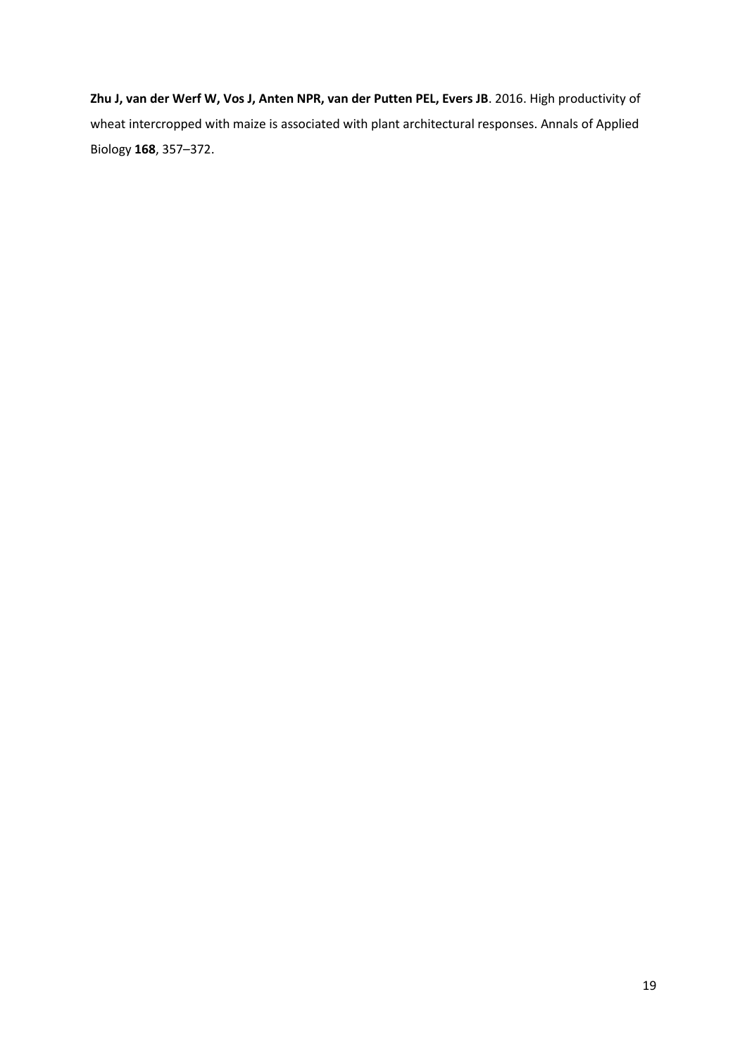**Zhu J, van der Werf W, Vos J, Anten NPR, van der Putten PEL, Evers JB**. 2016. High productivity of wheat intercropped with maize is associated with plant architectural responses. Annals of Applied Biology **168**, 357–372.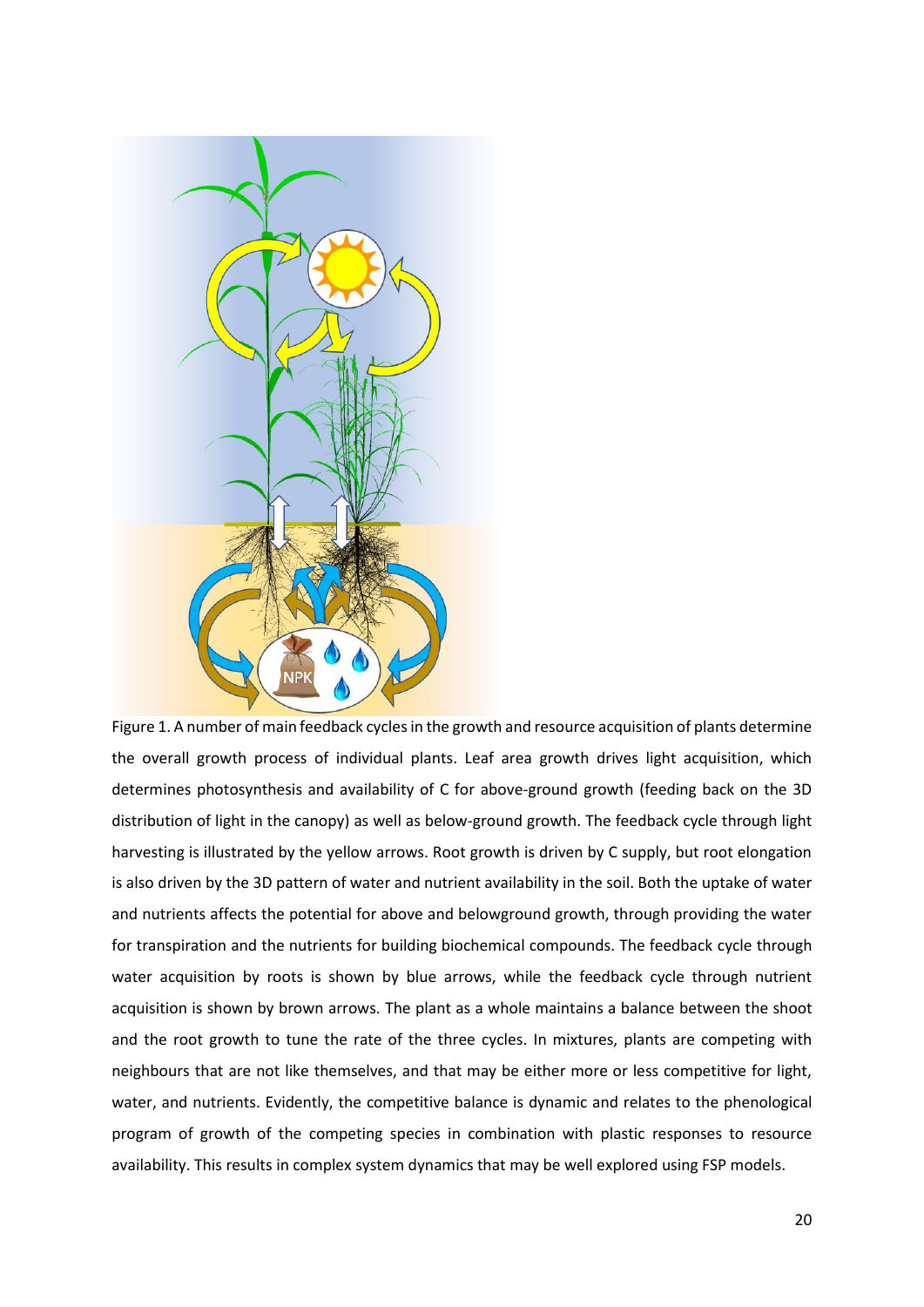Figure 1. A number of main feedback cycles in the growth and resource acquisition of plants determine the overall growth process of individual plants. Leaf area growth drives light acquisition, which determines photosynthesis and availability of C for above-ground growth (feeding back on the 3D distribution of light in the canopy) as well as below-ground growth. The feedback cycle through light harvesting is illustrated by the yellow arrows. Root growth is driven by C supply, but root elongation is also driven by the 3D pattern of water and nutrient availability in the soil. Both the uptake of water and nutrients affects the potential for above and belowground growth, through providing the water for transpiration and the nutrients for building biochemical compounds. The feedback cycle through water acquisition by roots is shown by blue arrows, while the feedback cycle through nutrient acquisition is shown by brown arrows. The plant as a whole maintains a balance between the shoot and the root growth to tune the rate of the three cycles. In mixtures, plants are competing with neighbours that are not like themselves, and that may be either more or less competitive for light, water, and nutrients. Evidently, the competitive balance is dynamic and relates to the phenological program of growth of the competing species in combination with plastic responses to resource availability. This results in complex system dynamics that may be well explored using FSP models.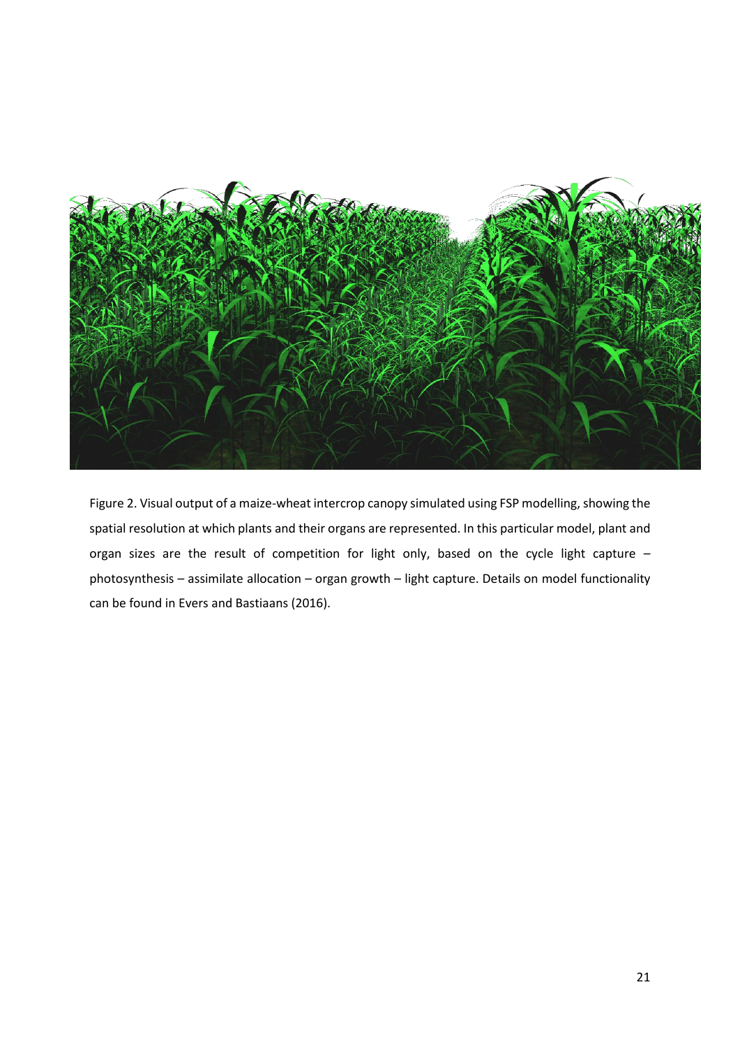Figure 2. Visual output of a maize-wheat intercrop canopy simulated using FSP modelling, showing the spatial resolution at which plants and their organs are represented. In this particular model, plant and organ sizes are the result of competition for light only, based on the cycle light capture – photosynthesis – assimilate allocation – organ growth – light capture. Details on model functionality can be found in Evers and Bastiaans (2016).